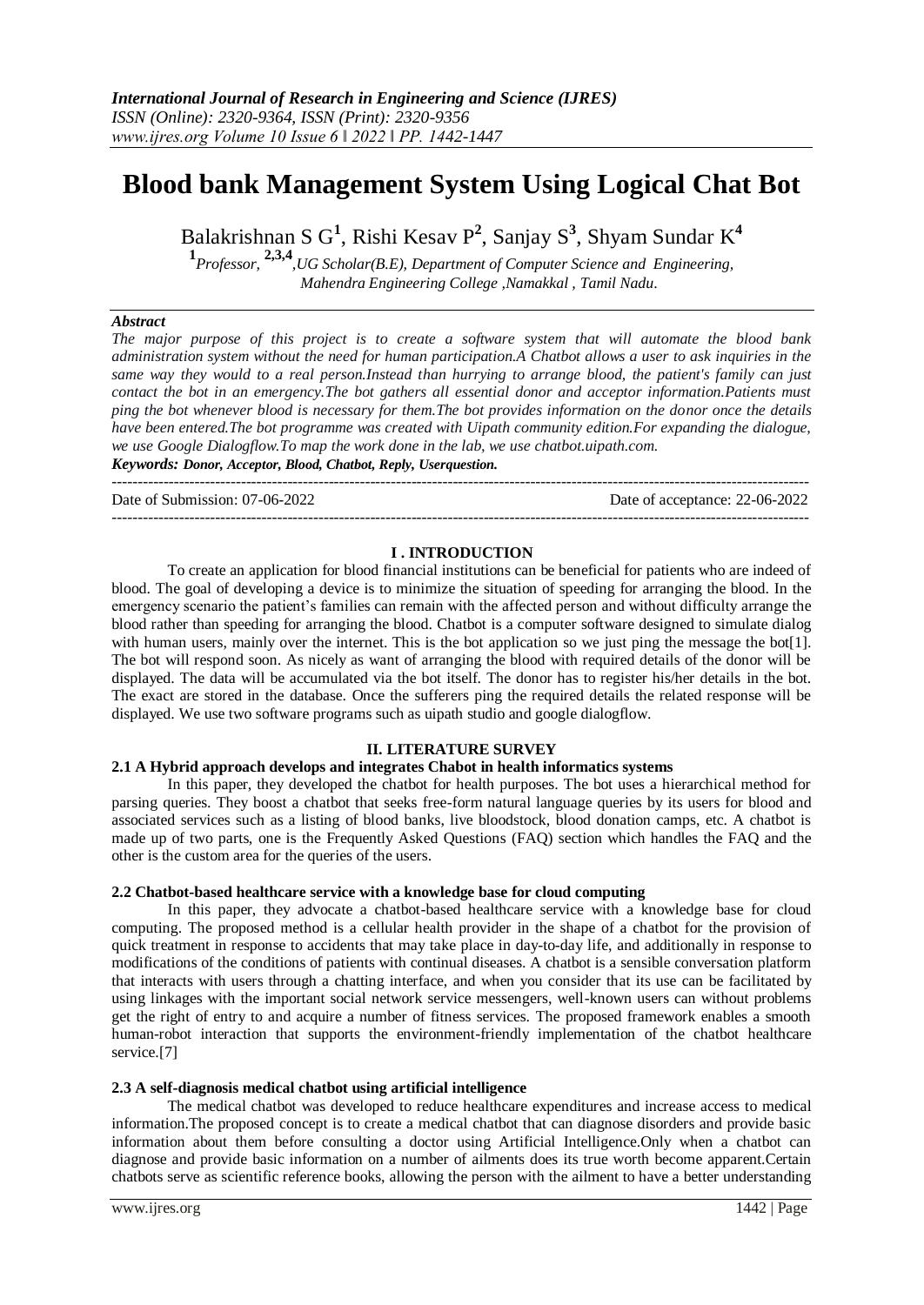# Blood bank Management System Using Logical Chat Bot

Balakrishnan S G[1], Rishi Kesav P[2], Sanjay S[3], Shyam Sundar K[4]

[1]*Professor*, [2,3,4]*UG Scholar(B.E), Department of Computer Science and Engineering, Mahendra Engineering College ,Namakkal , Tamil Nadu.*

***Abstract***

*The major purpose of this project is to create a software system that will automate the blood bank administration system without the need for human participation.A Chatbot allows a user to ask inquiries in the same way they would to a real person.Instead than hurrying to arrange blood, the patient's family can just contact the bot in an emergency.The bot gathers all essential donor and acceptor information.Patients must ping the bot whenever blood is necessary for them.The bot provides information on the donor once the details have been entered.The bot programme was created with Uipath community edition.For expanding the dialogue, we use Google Dialogflow.To map the work done in the lab, we use chatbot.uipath.com.*

***Keywords:*** ***Donor, Acceptor, Blood, Chatbot, Reply, Userquestion.***

Date of Submission: 07-06-2022 Date of acceptance: 22-06-2022

## I . INTRODUCTION

To create an application for blood financial institutions can be beneficial for patients who are indeed of blood. The goal of developing a device is to minimize the situation of speeding for arranging the blood. In the emergency scenario the patient's families can remain with the affected person and without difficulty arrange the blood rather than speeding for arranging the blood. Chatbot is a computer software designed to simulate dialog with human users, mainly over the internet. This is the bot application so we just ping the message the bot[1]. The bot will respond soon. As nicely as want of arranging the blood with required details of the donor will be displayed. The data will be accumulated via the bot itself. The donor has to register his/her details in the bot. The exact are stored in the database. Once the sufferers ping the required details the related response will be displayed. We use two software programs such as uipath studio and google dialogflow.

## II. LITERATURE SURVEY

### 2.1 A Hybrid approach develops and integrates Chabot in health informatics systems

In this paper, they developed the chatbot for health purposes. The bot uses a hierarchical method for parsing queries. They boost a chatbot that seeks free-form natural language queries by its users for blood and associated services such as a listing of blood banks, live bloodstock, blood donation camps, etc. A chatbot is made up of two parts, one is the Frequently Asked Questions (FAQ) section which handles the FAQ and the other is the custom area for the queries of the users.

### 2.2 Chatbot-based healthcare service with a knowledge base for cloud computing

In this paper, they advocate a chatbot-based healthcare service with a knowledge base for cloud computing. The proposed method is a cellular health provider in the shape of a chatbot for the provision of quick treatment in response to accidents that may take place in day-to-day life, and additionally in response to modifications of the conditions of patients with continual diseases. A chatbot is a sensible conversation platform that interacts with users through a chatting interface, and when you consider that its use can be facilitated by using linkages with the important social network service messengers, well-known users can without problems get the right of entry to and acquire a number of fitness services. The proposed framework enables a smooth human-robot interaction that supports the environment-friendly implementation of the chatbot healthcare service.[7]

### 2.3 A self-diagnosis medical chatbot using artificial intelligence

The medical chatbot was developed to reduce healthcare expenditures and increase access to medical information.The proposed concept is to create a medical chatbot that can diagnose disorders and provide basic information about them before consulting a doctor using Artificial Intelligence.Only when a chatbot can diagnose and provide basic information on a number of ailments does its true worth become apparent.Certain chatbots serve as scientific reference books, allowing the person with the ailment to have a better understanding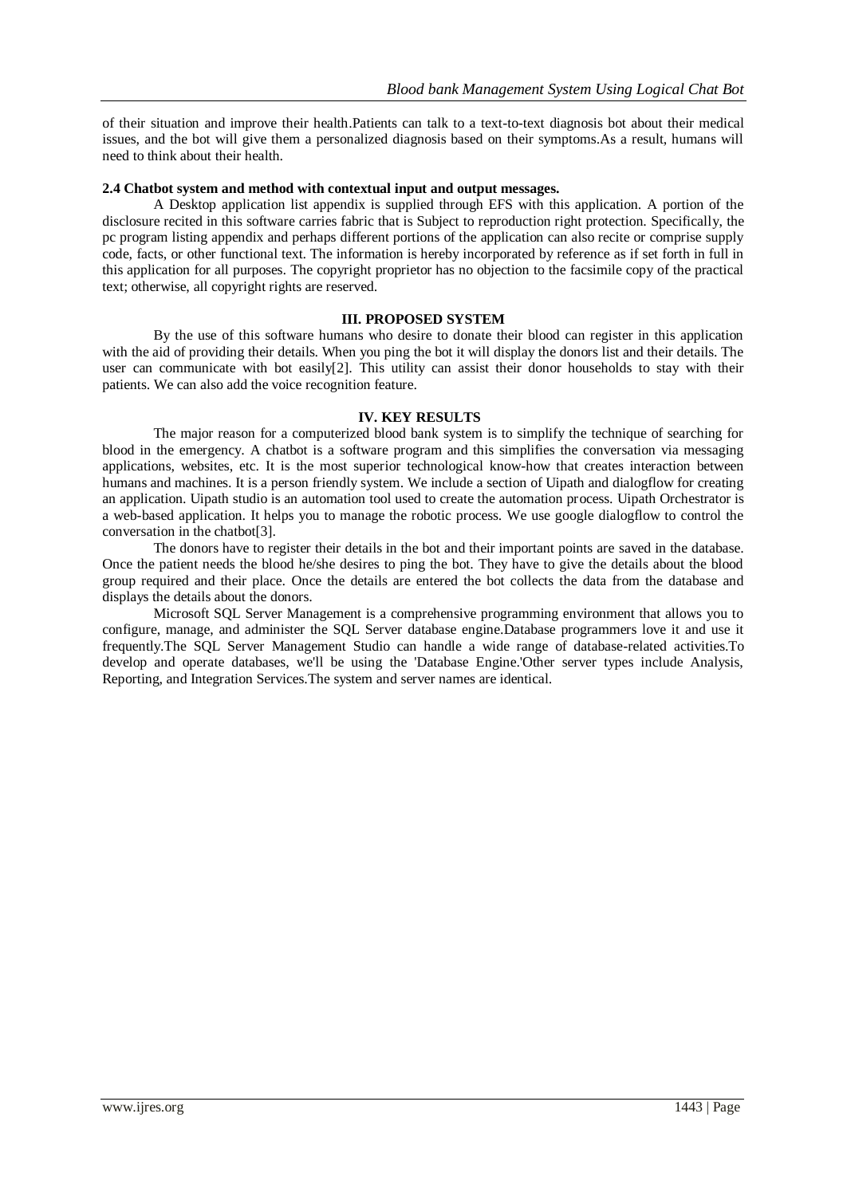of their situation and improve their health.Patients can talk to a text-to-text diagnosis bot about their medical issues, and the bot will give them a personalized diagnosis based on their symptoms.As a result, humans will need to think about their health.

### 2.4 Chatbot system and method with contextual input and output messages.

A Desktop application list appendix is supplied through EFS with this application. A portion of the disclosure recited in this software carries fabric that is Subject to reproduction right protection. Specifically, the pc program listing appendix and perhaps different portions of the application can also recite or comprise supply code, facts, or other functional text. The information is hereby incorporated by reference as if set forth in full in this application for all purposes. The copyright proprietor has no objection to the facsimile copy of the practical text; otherwise, all copyright rights are reserved.

## III. PROPOSED SYSTEM

By the use of this software humans who desire to donate their blood can register in this application with the aid of providing their details. When you ping the bot it will display the donors list and their details. The user can communicate with bot easily[2]. This utility can assist their donor households to stay with their patients. We can also add the voice recognition feature.

## IV. KEY RESULTS

The major reason for a computerized blood bank system is to simplify the technique of searching for blood in the emergency. A chatbot is a software program and this simplifies the conversation via messaging applications, websites, etc. It is the most superior technological know-how that creates interaction between humans and machines. It is a person friendly system. We include a section of Uipath and dialogflow for creating an application. Uipath studio is an automation tool used to create the automation process. Uipath Orchestrator is a web-based application. It helps you to manage the robotic process. We use google dialogflow to control the conversation in the chatbot[3].

The donors have to register their details in the bot and their important points are saved in the database. Once the patient needs the blood he/she desires to ping the bot. They have to give the details about the blood group required and their place. Once the details are entered the bot collects the data from the database and displays the details about the donors.

Microsoft SQL Server Management is a comprehensive programming environment that allows you to configure, manage, and administer the SQL Server database engine.Database programmers love it and use it frequently.The SQL Server Management Studio can handle a wide range of database-related activities.To develop and operate databases, we'll be using the 'Database Engine.'Other server types include Analysis, Reporting, and Integration Services.The system and server names are identical.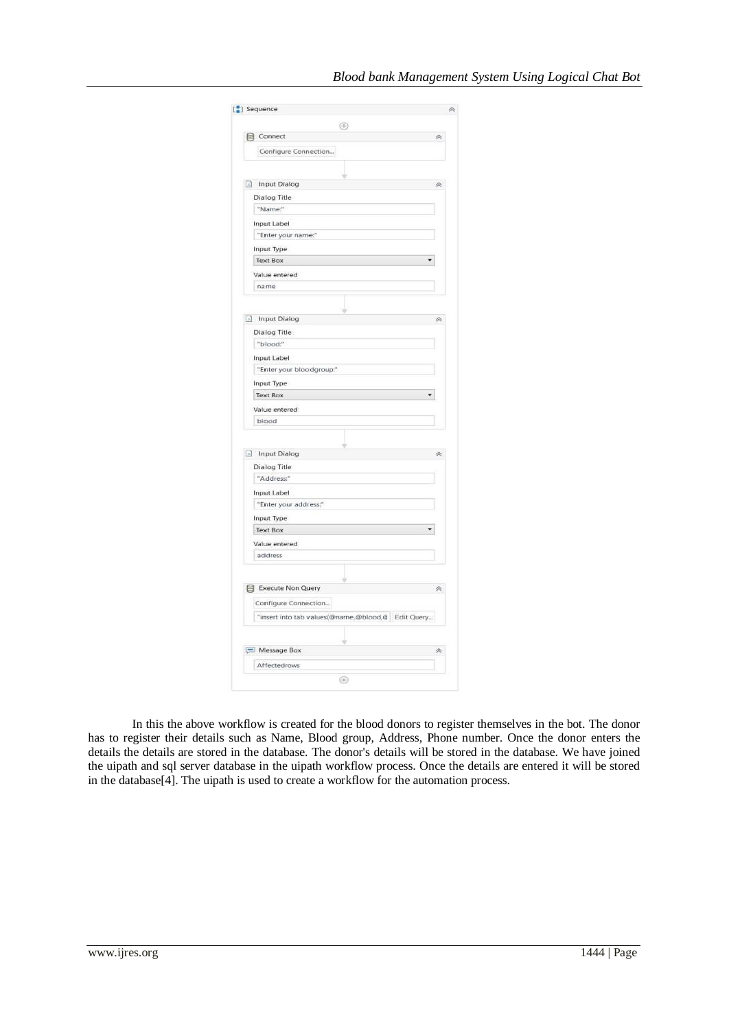In this the above workflow is created for the blood donors to register themselves in the bot. The donor has to register their details such as Name, Blood group, Address, Phone number. Once the donor enters the details the details are stored in the database. The donor's details will be stored in the database. We have joined the uipath and sql server database in the uipath workflow process. Once the details are entered it will be stored in the database[4]. The uipath is used to create a workflow for the automation process.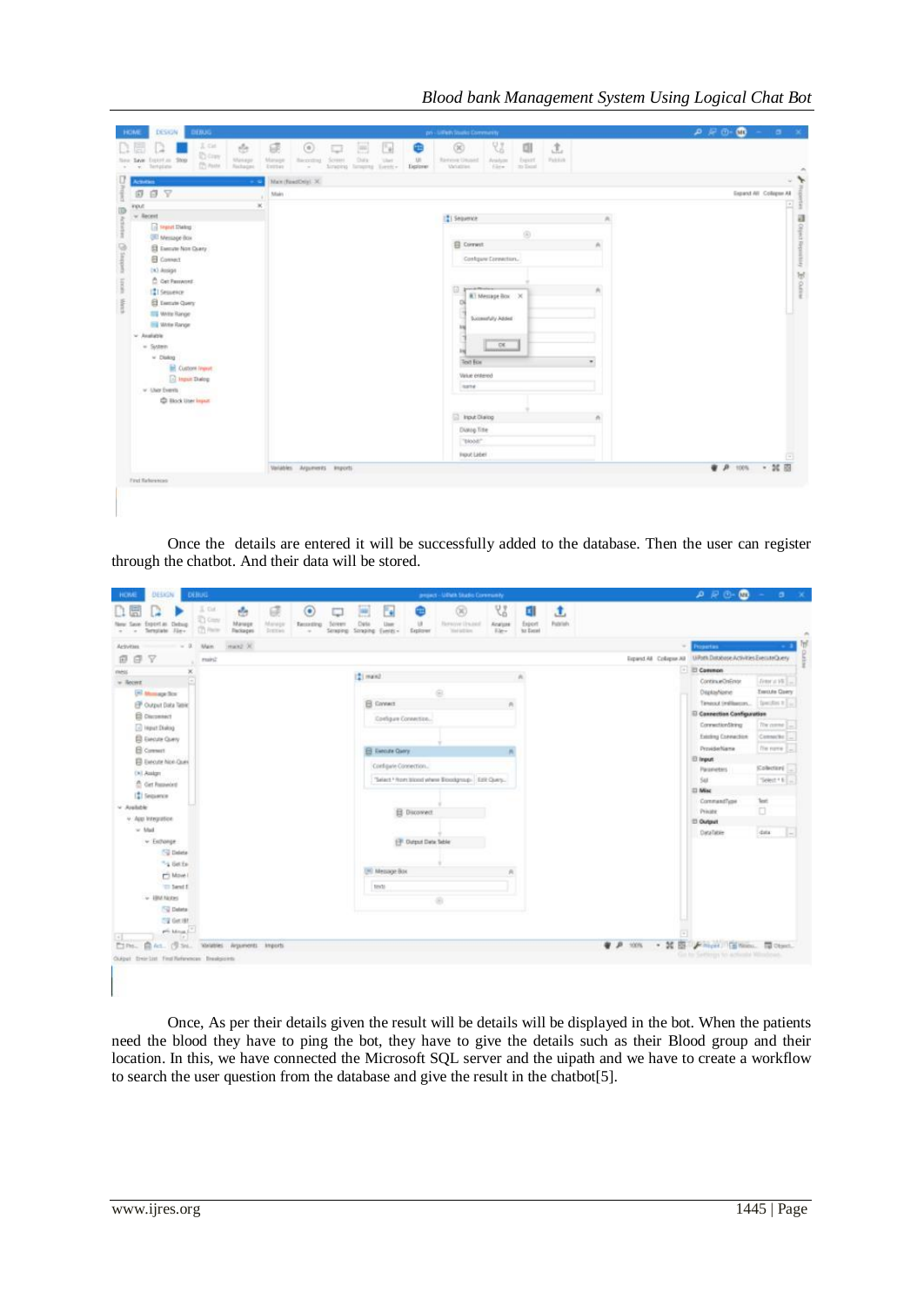Once the details are entered it will be successfully added to the database. Then the user can register through the chatbot. And their data will be stored.

Once, As per their details given the result will be details will be displayed in the bot. When the patients need the blood they have to ping the bot, they have to give the details such as their Blood group and their location. In this, we have connected the Microsoft SQL server and the uipath and we have to create a workflow to search the user question from the database and give the result in the chatbot[5].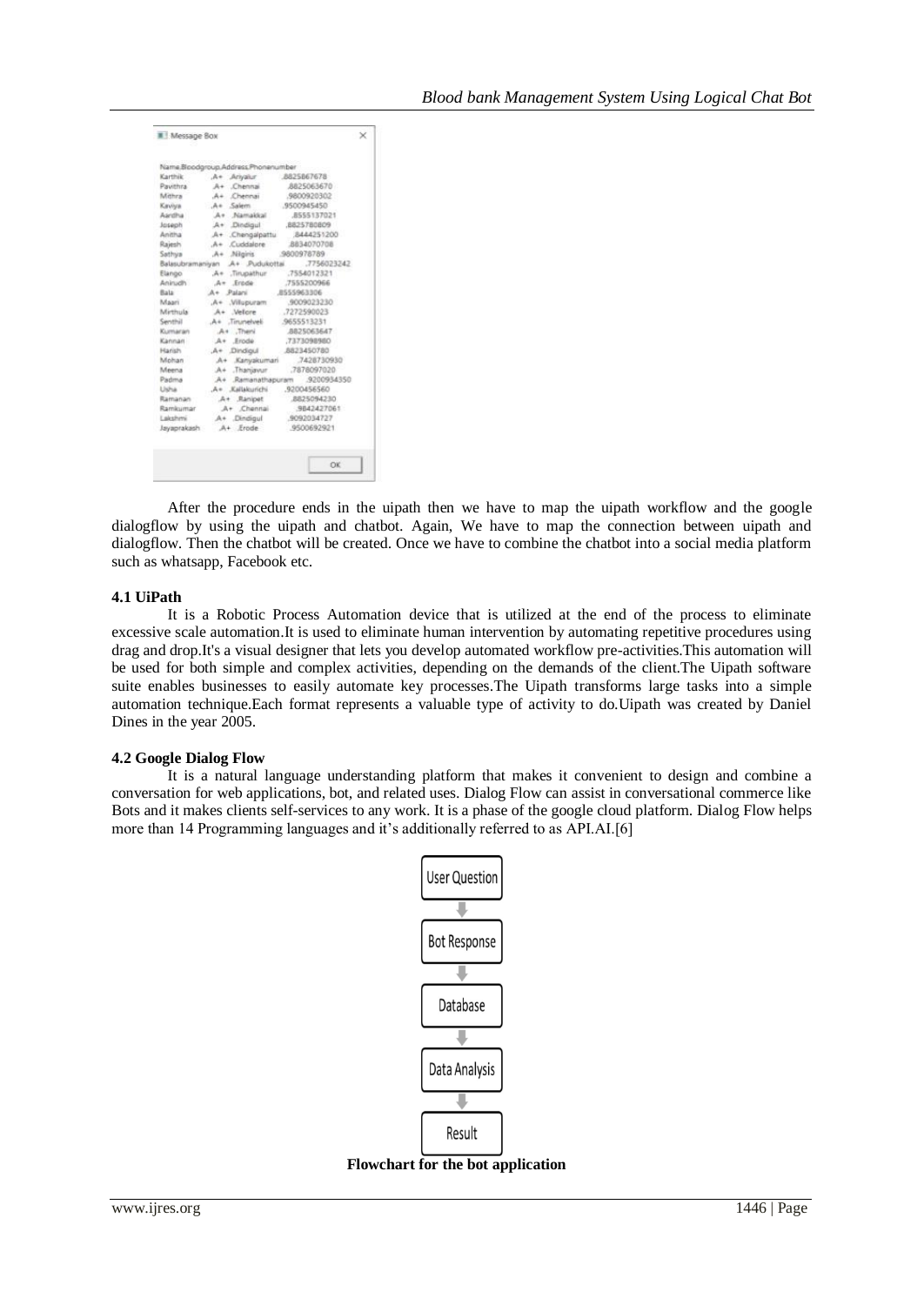Message Box

Name,Bloodgroup,Address,Phonenumber

| Name | Bloodgroup | Address | Phonenumber |
|---|---|---|---|
| Karthik | ,A+ | ,Ariyalur | ,8825867678 |
| Pavithra | ,A+ | ,Chennai | ,8825063670 |
| Mithra | ,A+ | ,Chennai | ,9800920302 |
| Kaviya | ,A+ | ,Salem | ,9500945450 |
| Aardha | ,A+ | ,Namakkal | ,8555137021 |
| Joseph | ,A+ | ,Dindigul | ,8825780809 |
| Anitha | ,A+ | ,Chengalpattu | ,8444251200 |
| Rajesh | ,A+ | ,Cuddalore | ,8834070708 |
| Sathya | ,A+ | ,Nilgiris | ,9600978789 |
| Balasubramaniyan | ,A+ | ,Pudukottai | ,7756023242 |
| Elango | ,A+ | ,Tirupathur | ,7554012321 |
| Anirudh | ,A+ | ,Erode | ,7555200966 |
| Bala | ,A+ | ,Palani | ,8555963306 |
| Maari | ,A+ | ,Villupuram | ,9009023230 |
| Mirthula | ,A+ | ,Vellore | ,7272590023 |
| Senthil | ,A+ | ,Tirunelveli | ,9655513231 |
| Kumaran | ,A+ | ,Theni | ,8825063647 |
| Kannan | ,A+ | ,Erode | ,7373098980 |
| Harish | ,A+ | ,Dindigul | ,8823450780 |
| Mohan | ,A+ | ,Kanyakumari | ,7428730930 |
| Meena | ,A+ | ,Thanjavur | ,7878097020 |
| Padma | ,A+ | ,Ramanathapuram | ,9200934350 |
| Usha | ,A+ | ,Kallakurichi | ,9200456560 |
| Ramanan | ,A+ | ,Ranipet | ,8825094230 |
| Ramkumar | ,A+ | ,Chennai | ,9842427061 |
| Lakshmi | ,A+ | ,Dindigul | ,9092034727 |
| Jayaprakash | ,A+ | ,Erode | ,9500692921 |

OK

After the procedure ends in the uipath then we have to map the uipath workflow and the google dialogflow by using the uipath and chatbot. Again, We have to map the connection between uipath and dialogflow. Then the chatbot will be created. Once we have to combine the chatbot into a social media platform such as whatsapp, Facebook etc.

### 4.1 UiPath

It is a Robotic Process Automation device that is utilized at the end of the process to eliminate excessive scale automation.It is used to eliminate human intervention by automating repetitive procedures using drag and drop.It's a visual designer that lets you develop automated workflow pre-activities.This automation will be used for both simple and complex activities, depending on the demands of the client.The Uipath software suite enables businesses to easily automate key processes.The Uipath transforms large tasks into a simple automation technique.Each format represents a valuable type of activity to do.Uipath was created by Daniel Dines in the year 2005.

### 4.2 Google Dialog Flow

It is a natural language understanding platform that makes it convenient to design and combine a conversation for web applications, bot, and related uses. Dialog Flow can assist in conversational commerce like Bots and it makes clients self-services to any work. It is a phase of the google cloud platform. Dialog Flow helps more than 14 Programming languages and it's additionally referred to as API.AI.[6]

User Question → Bot Response → Database → Data Analysis → Result

**Flowchart for the bot application**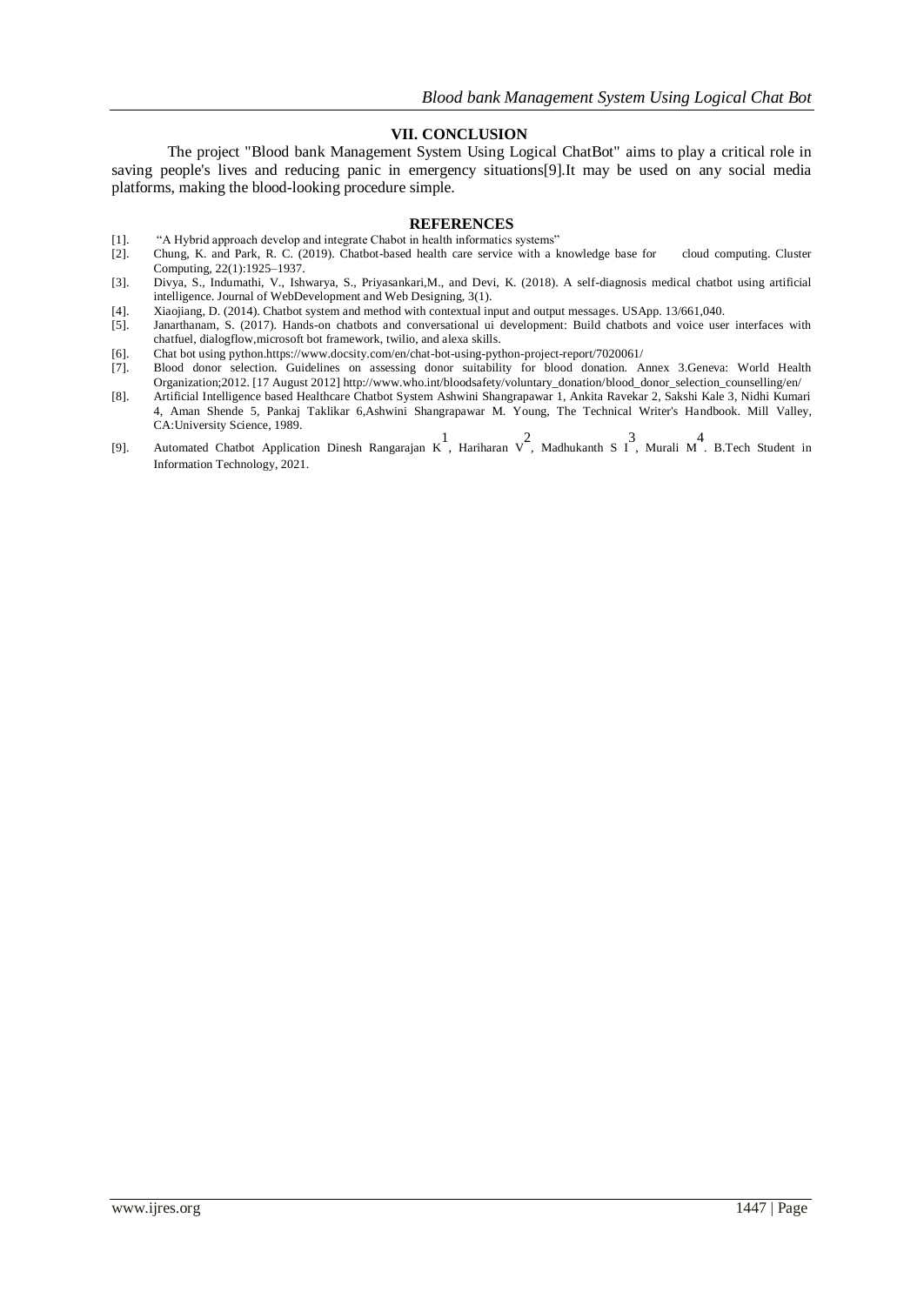## VII. CONCLUSION

The project "Blood bank Management System Using Logical ChatBot" aims to play a critical role in saving people's lives and reducing panic in emergency situations[9].It may be used on any social media platforms, making the blood-looking procedure simple.

## REFERENCES

[1]. "A Hybrid approach develop and integrate Chabot in health informatics systems"

[2]. Chung, K. and Park, R. C. (2019). Chatbot-based health care service with a knowledge base for cloud computing. Cluster Computing, 22(1):1925–1937.

[3]. Divya, S., Indumathi, V., Ishwarya, S., Priyasankari,M., and Devi, K. (2018). A self-diagnosis medical chatbot using artificial intelligence. Journal of WebDevelopment and Web Designing, 3(1).

[4]. Xiaojiang, D. (2014). Chatbot system and method with contextual input and output messages. USApp. 13/661,040.

[5]. Janarthanam, S. (2017). Hands-on chatbots and conversational ui development: Build chatbots and voice user interfaces with chatfuel, dialogflow,microsoft bot framework, twilio, and alexa skills.

[6]. Chat bot using python.https://www.docsity.com/en/chat-bot-using-python-project-report/7020061/

[7]. Blood donor selection. Guidelines on assessing donor suitability for blood donation. Annex 3.Geneva: World Health Organization;2012. [17 August 2012] http://www.who.int/bloodsafety/voluntary_donation/blood_donor_selection_counselling/en/

[8]. Artificial Intelligence based Healthcare Chatbot System Ashwini Shangrapawar 1, Ankita Ravekar 2, Sakshi Kale 3, Nidhi Kumari 4, Aman Shende 5, Pankaj Taklikar 6,Ashwini Shangrapawar M. Young, The Technical Writer's Handbook. Mill Valley, CA:University Science, 1989.

[9]. Automated Chatbot Application Dinesh Rangarajan K[1], Hariharan V[2], Madhukanth S I[3], Murali M[4]. B.Tech Student in Information Technology, 2021.